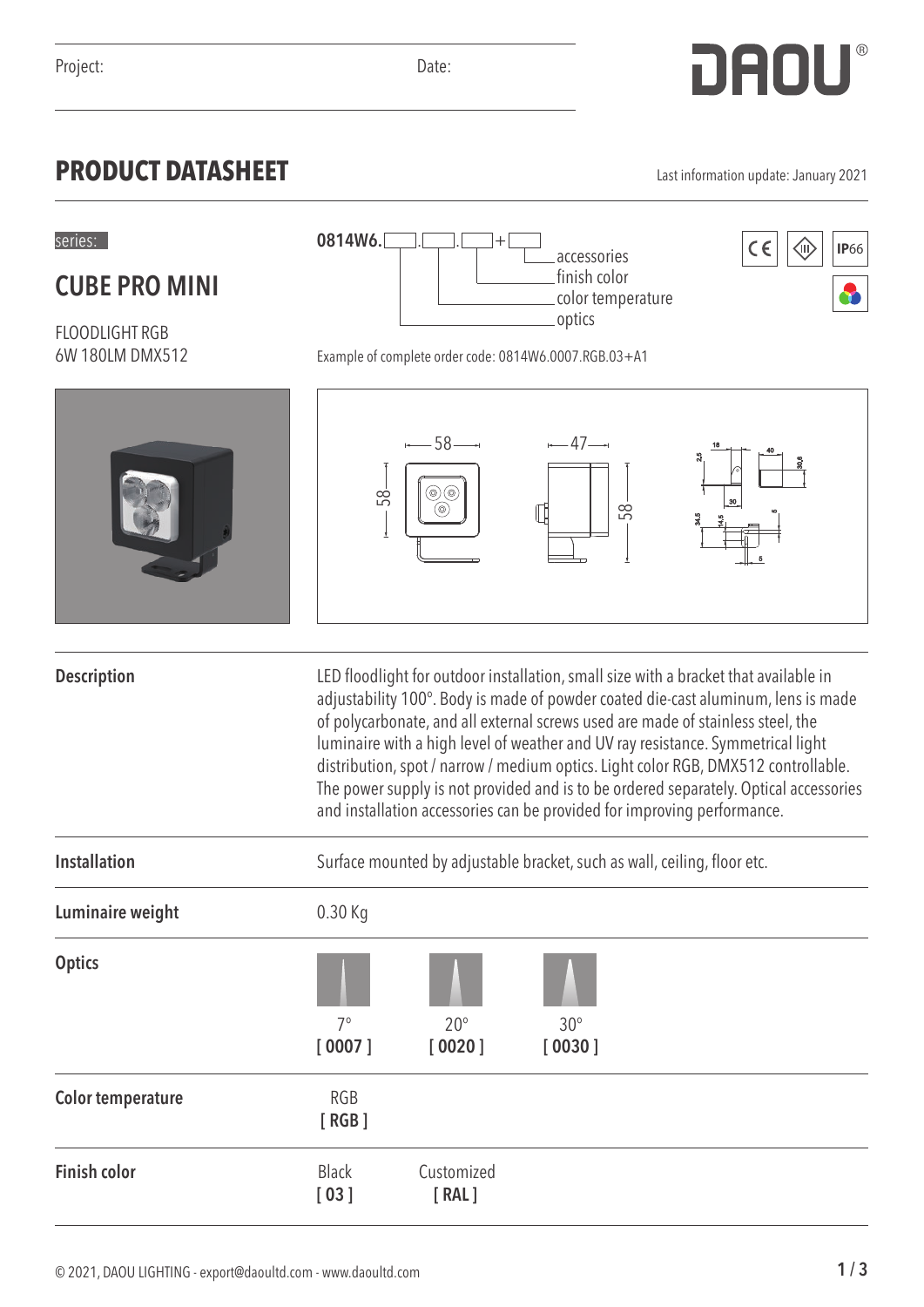Project: Date:

DAOU®

# PRODUCT DATASHEET

Last information update: January 2021

series:

## CUBE PRO MINI

FLOODLIGHT RGB
6W 180LM DMX512

0814W6.[ ].[ ].[ ]+[ ]

- accessories
- finish color
- color temperature
- optics

Example of complete order code: 0814W6.0007.RGB.03+A1

IP66

| | |
|---|---|
| **Description** | LED floodlight for outdoor installation, small size with a bracket that available in adjustability 100°. Body is made of powder coated die-cast aluminum, lens is made of polycarbonate, and all external screws used are made of stainless steel, the luminaire with a high level of weather and UV ray resistance. Symmetrical light distribution, spot / narrow / medium optics. Light color RGB, DMX512 controllable. The power supply is not provided and is to be ordered separately. Optical accessories and installation accessories can be provided for improving performance. |
| **Installation** | Surface mounted by adjustable bracket, such as wall, ceiling, floor etc. |
| **Luminaire weight** | 0.30 Kg |
| **Optics** | 7° **[ 0007 ]** · 20° **[ 0020 ]** · 30° **[ 0030 ]** |
| **Color temperature** | RGB **[ RGB ]** |
| **Finish color** | Black **[ 03 ]** · Customized **[ RAL ]** |

© 2021, DAOU LIGHTING - export@daoultd.com - www.daoultd.com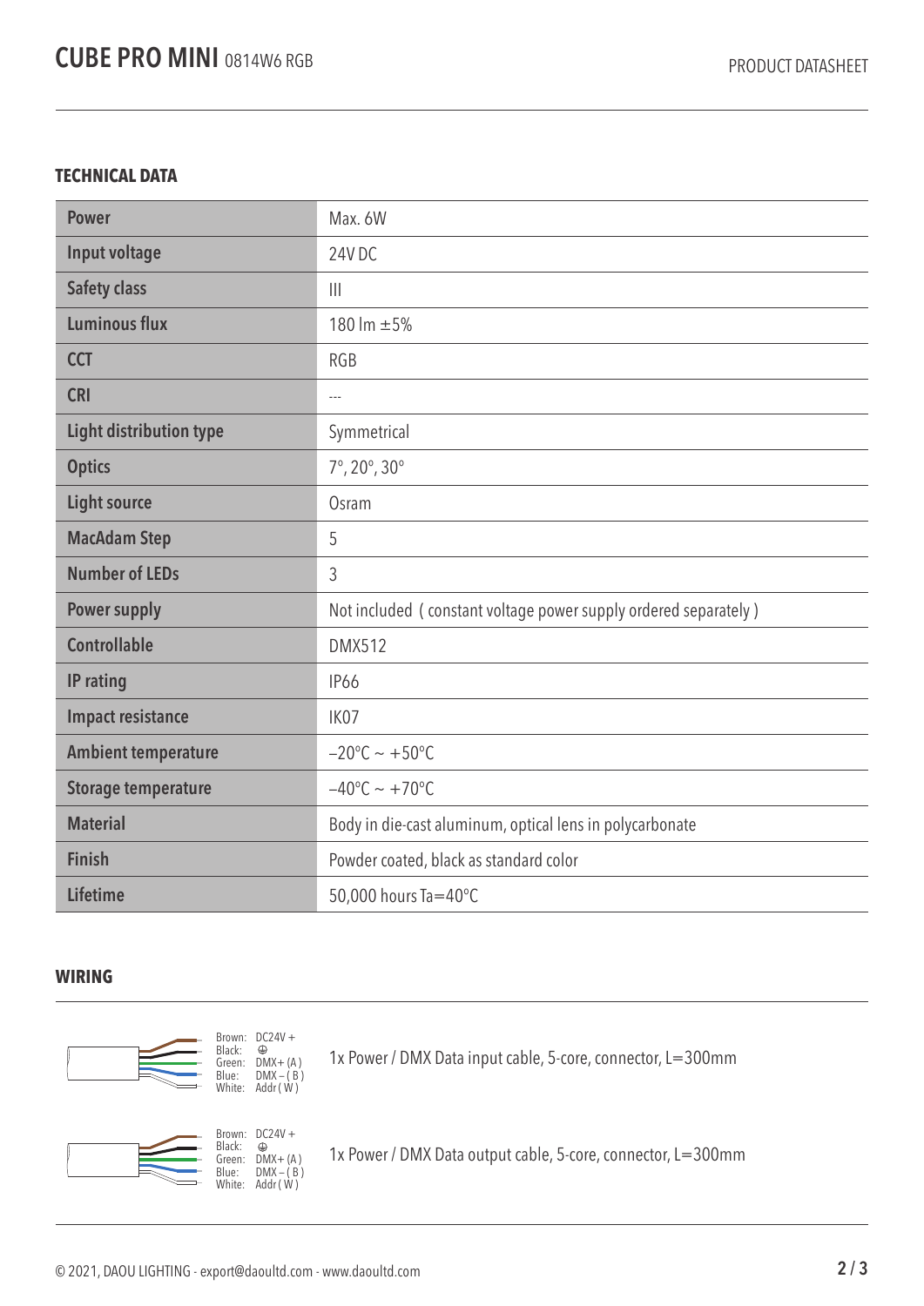## TECHNICAL DATA

| | |
|---|---|
| **Power** | Max. 6W |
| **Input voltage** | 24V DC |
| **Safety class** | III |
| **Luminous flux** | 180 lm ±5% |
| **CCT** | RGB |
| **CRI** | --- |
| **Light distribution type** | Symmetrical |
| **Optics** | 7°, 20°, 30° |
| **Light source** | Osram |
| **MacAdam Step** | 5 |
| **Number of LEDs** | 3 |
| **Power supply** | Not included ( constant voltage power supply ordered separately ) |
| **Controllable** | DMX512 |
| **IP rating** | IP66 |
| **Impact resistance** | IK07 |
| **Ambient temperature** | −20°C ~ +50°C |
| **Storage temperature** | −40°C ~ +70°C |
| **Material** | Body in die-cast aluminum, optical lens in polycarbonate |
| **Finish** | Powder coated, black as standard color |
| **Lifetime** | 50,000 hours Ta=40°C |

## WIRING

Brown: DC24V +
Black: ⏚
Green: DMX+ (A)
Blue: DMX – ( B )
White: Addr ( W )

1x Power / DMX Data input cable, 5-core, connector, L=300mm

Brown: DC24V +
Black: ⏚
Green: DMX+ (A)
Blue: DMX – ( B )
White: Addr ( W )

1x Power / DMX Data output cable, 5-core, connector, L=300mm

© 2021, DAOU LIGHTING - export@daoultd.com - www.daoultd.com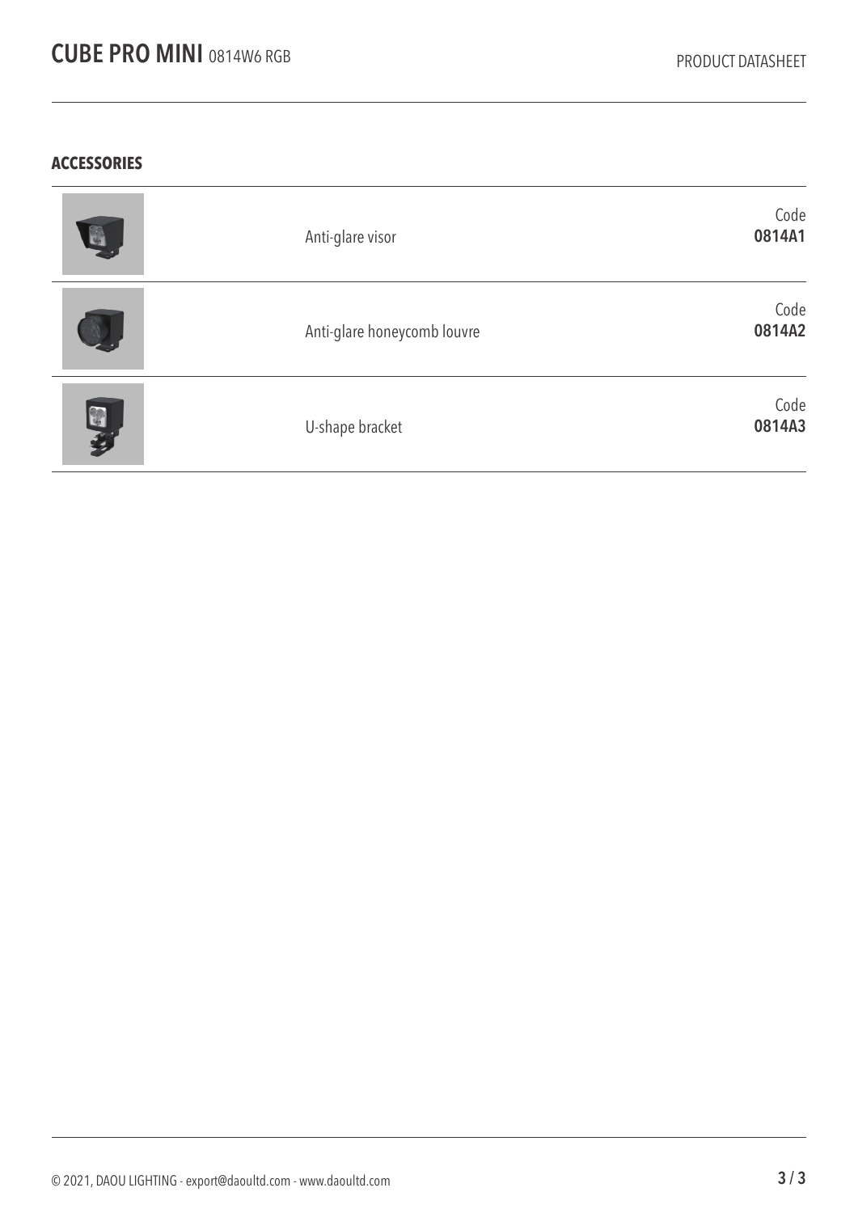## ACCESSORIES

| | | |
|---|---|---|
| | Anti-glare visor | Code **0814A1** |
| | Anti-glare honeycomb louvre | Code **0814A2** |
| | U-shape bracket | Code **0814A3** |